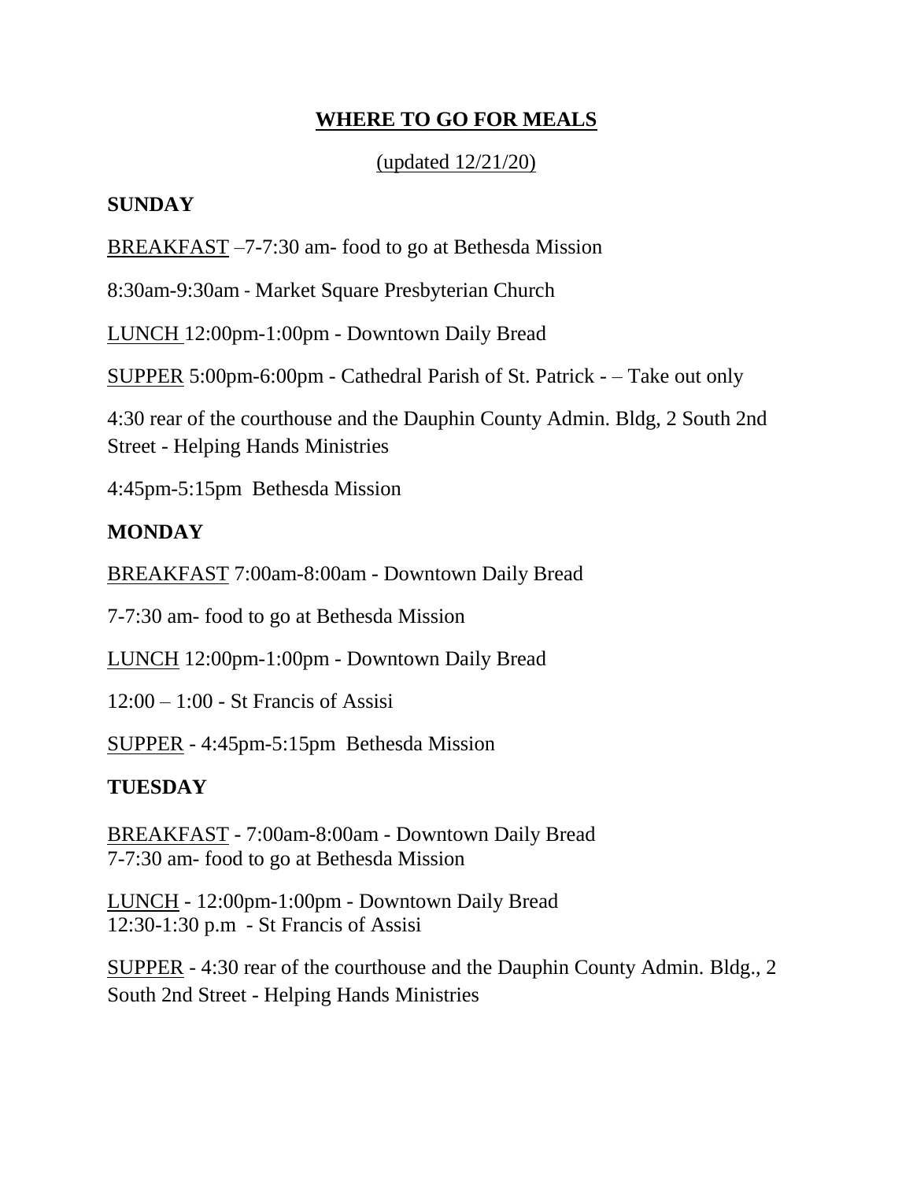# WHERE TO GO FOR MEALS

(updated 12/21/20)

## SUNDAY

BREAKFAST –7-7:30 am- food to go at Bethesda Mission

8:30am-9:30am - Market Square Presbyterian Church

LUNCH 12:00pm-1:00pm - Downtown Daily Bread

SUPPER 5:00pm-6:00pm - Cathedral Parish of St. Patrick - – Take out only

4:30 rear of the courthouse and the Dauphin County Admin. Bldg, 2 South 2nd Street - Helping Hands Ministries

4:45pm-5:15pm Bethesda Mission

## MONDAY

BREAKFAST 7:00am-8:00am - Downtown Daily Bread

7-7:30 am- food to go at Bethesda Mission

LUNCH 12:00pm-1:00pm - Downtown Daily Bread

12:00 – 1:00 - St Francis of Assisi

SUPPER - 4:45pm-5:15pm Bethesda Mission

## TUESDAY

BREAKFAST - 7:00am-8:00am - Downtown Daily Bread
7-7:30 am- food to go at Bethesda Mission

LUNCH - 12:00pm-1:00pm - Downtown Daily Bread
12:30-1:30 p.m - St Francis of Assisi

SUPPER - 4:30 rear of the courthouse and the Dauphin County Admin. Bldg., 2 South 2nd Street - Helping Hands Ministries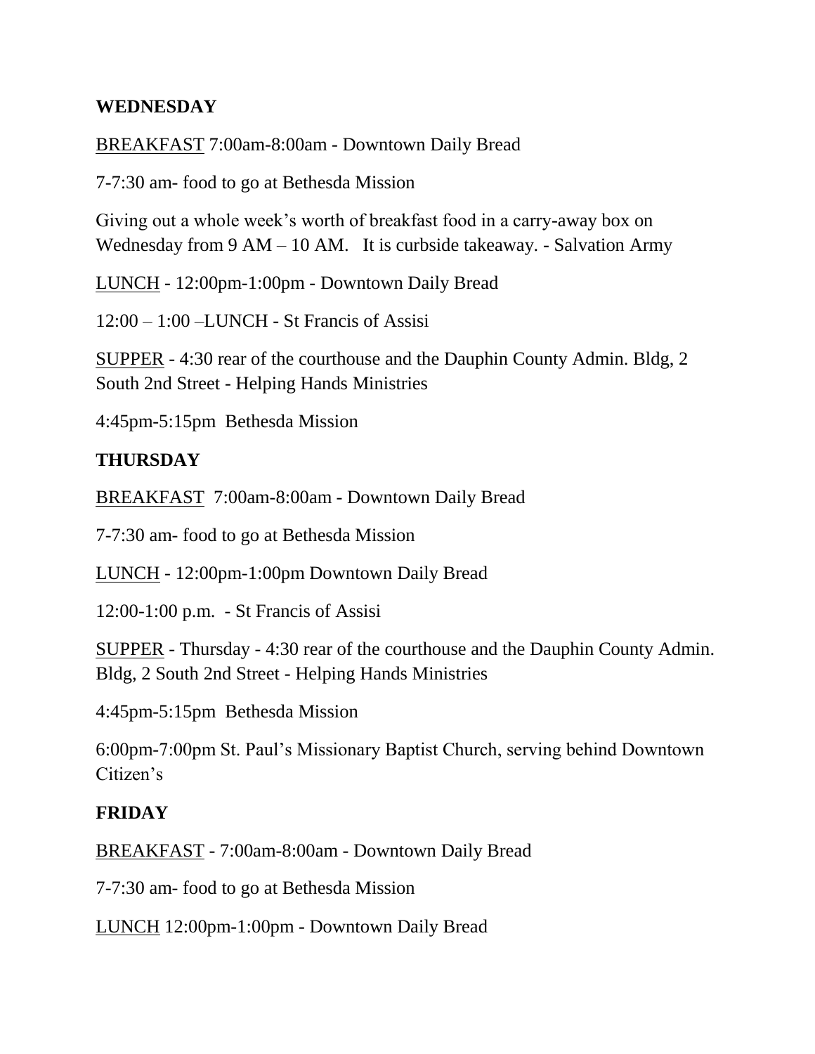**WEDNESDAY**

<u>BREAKFAST</u> 7:00am-8:00am - Downtown Daily Bread

7-7:30 am- food to go at Bethesda Mission

Giving out a whole week's worth of breakfast food in a carry-away box on Wednesday from 9 AM – 10 AM. It is curbside takeaway. - Salvation Army

<u>LUNCH</u> - 12:00pm-1:00pm - Downtown Daily Bread

12:00 – 1:00 –LUNCH - St Francis of Assisi

<u>SUPPER</u> - 4:30 rear of the courthouse and the Dauphin County Admin. Bldg, 2 South 2nd Street - Helping Hands Ministries

4:45pm-5:15pm Bethesda Mission

**THURSDAY**

<u>BREAKFAST</u> 7:00am-8:00am - Downtown Daily Bread

7-7:30 am- food to go at Bethesda Mission

<u>LUNCH</u> - 12:00pm-1:00pm Downtown Daily Bread

12:00-1:00 p.m. - St Francis of Assisi

<u>SUPPER</u> - Thursday - 4:30 rear of the courthouse and the Dauphin County Admin. Bldg, 2 South 2nd Street - Helping Hands Ministries

4:45pm-5:15pm Bethesda Mission

6:00pm-7:00pm St. Paul's Missionary Baptist Church, serving behind Downtown Citizen's

**FRIDAY**

<u>BREAKFAST</u> - 7:00am-8:00am - Downtown Daily Bread

7-7:30 am- food to go at Bethesda Mission

<u>LUNCH</u> 12:00pm-1:00pm - Downtown Daily Bread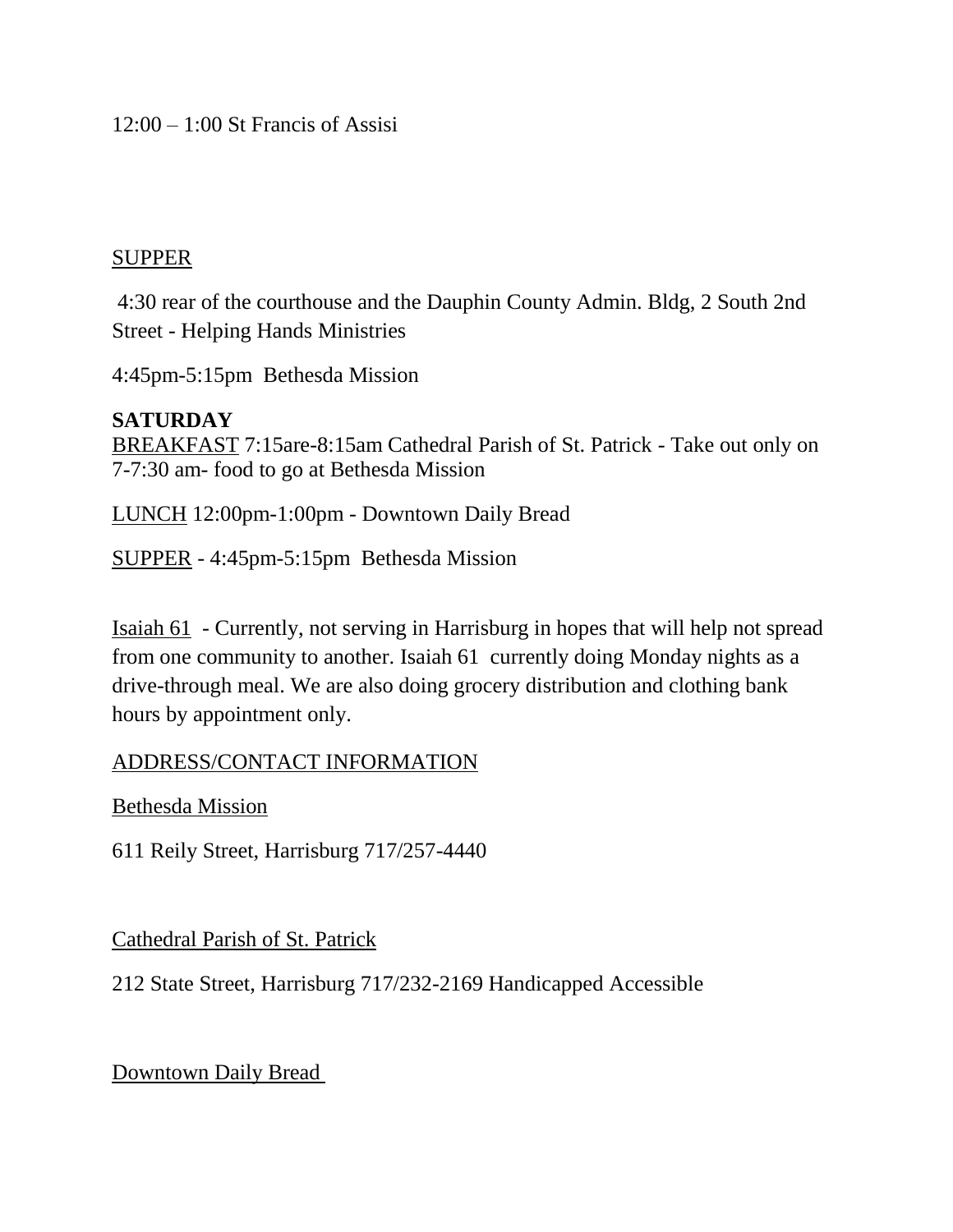12:00 – 1:00 St Francis of Assisi

<u>SUPPER</u>

4:30 rear of the courthouse and the Dauphin County Admin. Bldg, 2 South 2nd Street - Helping Hands Ministries

4:45pm-5:15pm Bethesda Mission

**SATURDAY**

<u>BREAKFAST</u> 7:15are-8:15am Cathedral Parish of St. Patrick - Take out only on 7-7:30 am- food to go at Bethesda Mission

<u>LUNCH</u> 12:00pm-1:00pm - Downtown Daily Bread

<u>SUPPER</u> - 4:45pm-5:15pm Bethesda Mission

<u>Isaiah 61</u> - Currently, not serving in Harrisburg in hopes that will help not spread from one community to another. Isaiah 61 currently doing Monday nights as a drive-through meal. We are also doing grocery distribution and clothing bank hours by appointment only.

<u>ADDRESS/CONTACT INFORMATION</u>

<u>Bethesda Mission</u>

611 Reily Street, Harrisburg 717/257-4440

<u>Cathedral Parish of St. Patrick</u>

212 State Street, Harrisburg 717/232-2169 Handicapped Accessible

<u>Downtown Daily Bread</u>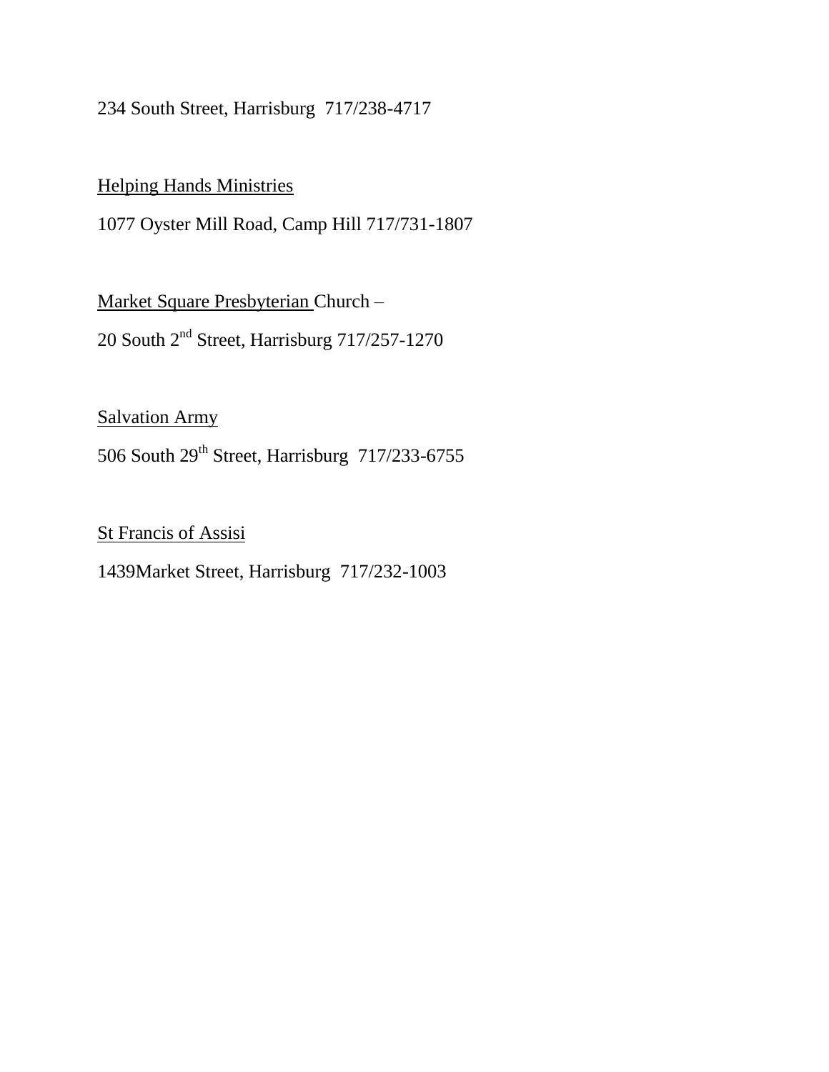234 South Street, Harrisburg  717/238-4717

<u>Helping Hands Ministries</u>

1077 Oyster Mill Road, Camp Hill 717/731-1807

<u>Market Square Presbyterian</u> Church –

20 South 2nd Street, Harrisburg 717/257-1270

<u>Salvation Army</u>

506 South 29th Street, Harrisburg  717/233-6755

<u>St Francis of Assisi</u>

1439Market Street, Harrisburg  717/232-1003